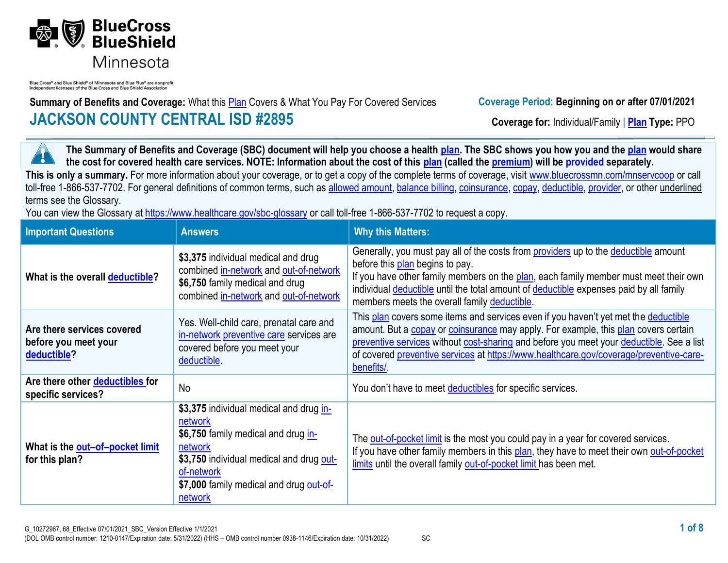BlueCross BlueShield Minnesota

Blue Cross® and Blue Shield® of Minnesota and Blue Plus® are nonprofit independent licensees of the Blue Cross and Blue Shield Association

**Summary of Benefits and Coverage:** What this Plan Covers & What You Pay For Covered Services

**Coverage Period: Beginning on or after 07/01/2021**

# JACKSON COUNTY CENTRAL ISD #2895

**Coverage for:** Individual/Family | **Plan Type:** PPO

**The Summary of Benefits and Coverage (SBC) document will help you choose a health plan. The SBC shows you how you and the plan would share the cost for covered health care services. NOTE: Information about the cost of this plan (called the premium) will be provided separately.**

**This is only a summary.** For more information about your coverage, or to get a copy of the complete terms of coverage, visit www.bluecrossmn.com/mnservcoop or call toll-free 1-866-537-7702. For general definitions of common terms, such as allowed amount, balance billing, coinsurance, copay, deductible, provider, or other underlined terms see the Glossary.
You can view the Glossary at https://www.healthcare.gov/sbc-glossary or call toll-free 1-866-537-7702 to request a copy.

| Important Questions | Answers | Why this Matters: |
|---|---|---|
| What is the overall deductible? | **$3,375** individual medical and drug combined in-network and out-of-network<br>**$6,750** family medical and drug combined in-network and out-of-network | Generally, you must pay all of the costs from providers up to the deductible amount before this plan begins to pay.<br>If you have other family members on the plan, each family member must meet their own individual deductible until the total amount of deductible expenses paid by all family members meets the overall family deductible. |
| Are there services covered before you meet your deductible? | Yes. Well-child care, prenatal care and in-network preventive care services are covered before you meet your deductible. | This plan covers some items and services even if you haven't yet met the deductible amount. But a copay or coinsurance may apply. For example, this plan covers certain preventive services without cost-sharing and before you meet your deductible. See a list of covered preventive services at https://www.healthcare.gov/coverage/preventive-care-benefits/. |
| Are there other deductibles for specific services? | No | You don't have to meet deductibles for specific services. |
| What is the out–of–pocket limit for this plan? | **$3,375** individual medical and drug in-network<br>**$6,750** family medical and drug in-network<br>**$3,750** individual medical and drug out-of-network<br>**$7,000** family medical and drug out-of-network | The out-of-pocket limit is the most you could pay in a year for covered services.<br>If you have other family members in this plan, they have to meet their own out-of-pocket limits until the overall family out-of-pocket limit has been met. |

G_10272967, 68_Effective 07/01/2021_SBC_Version Effective 1/1/2021
(DOL OMB control number: 1210-0147/Expiration date: 5/31/2022) (HHS – OMB control number 0938-1146/Expiration date: 10/31/2022) SC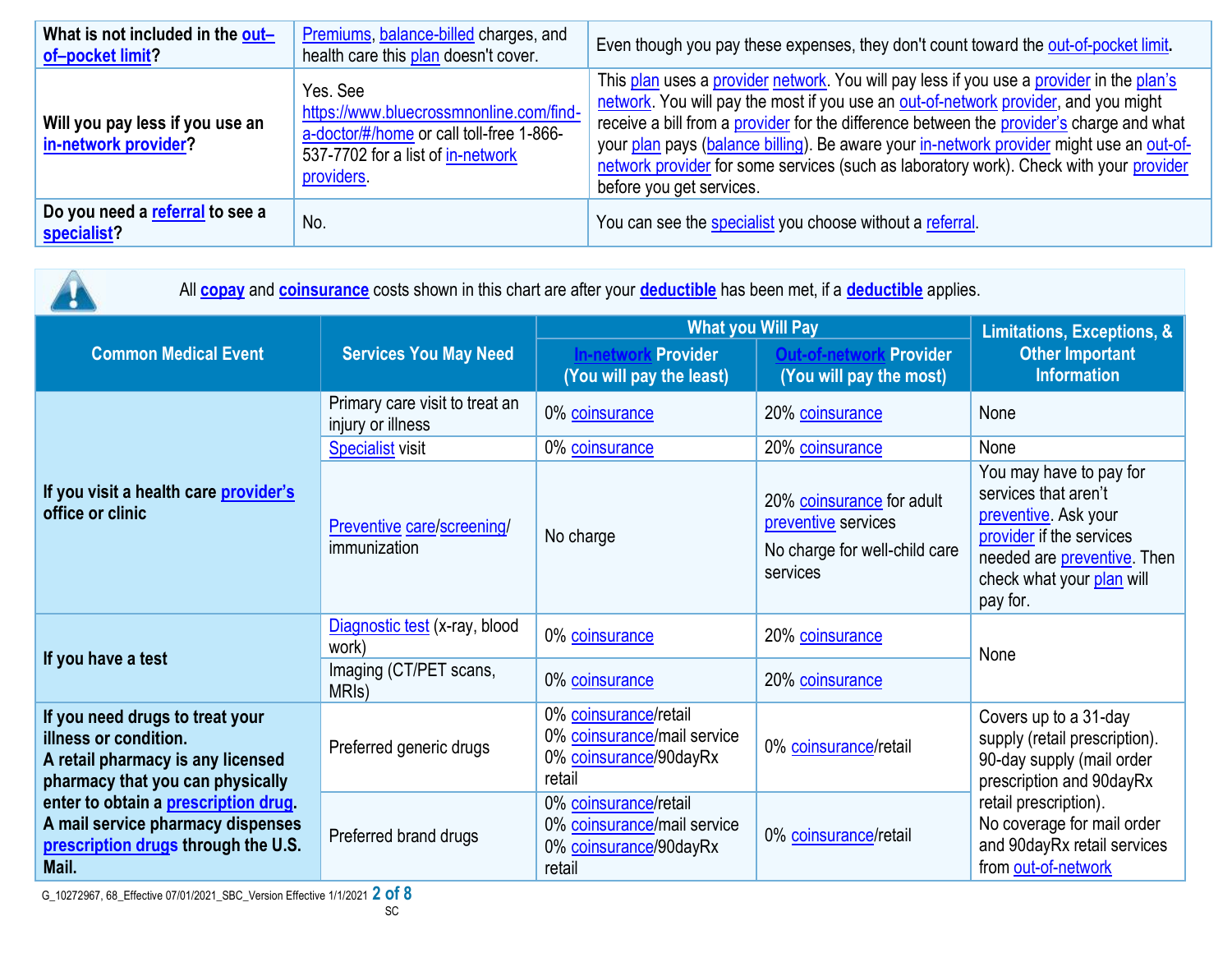| | | |
|---|---|---|
| **What is not included in the out–of–pocket limit?** | Premiums, balance-billed charges, and health care this plan doesn't cover. | Even though you pay these expenses, they don't count toward the out-of-pocket limit. |
| **Will you pay less if you use an in-network provider?** | Yes. See https://www.bluecrossmnonline.com/find-a-doctor/#/home or call toll-free 1-866-537-7702 for a list of in-network providers. | This plan uses a provider network. You will pay less if you use a provider in the plan's network. You will pay the most if you use an out-of-network provider, and you might receive a bill from a provider for the difference between the provider's charge and what your plan pays (balance billing). Be aware your in-network provider might use an out-of-network provider for some services (such as laboratory work). Check with your provider before you get services. |
| **Do you need a referral to see a specialist?** | No. | You can see the specialist you choose without a referral. |

All **copay** and **coinsurance** costs shown in this chart are after your **deductible** has been met, if a **deductible** applies.

| Common Medical Event | Services You May Need | What you Will Pay: In-network Provider (You will pay the least) | What you Will Pay: Out-of-network Provider (You will pay the most) | Limitations, Exceptions, & Other Important Information |
|---|---|---|---|---|
| **If you visit a health care provider's office or clinic** | Primary care visit to treat an injury or illness | 0% coinsurance | 20% coinsurance | None |
| | Specialist visit | 0% coinsurance | 20% coinsurance | None |
| | Preventive care/screening/ immunization | No charge | 20% coinsurance for adult preventive services<br>No charge for well-child care services | You may have to pay for services that aren't preventive. Ask your provider if the services needed are preventive. Then check what your plan will pay for. |
| **If you have a test** | Diagnostic test (x-ray, blood work) | 0% coinsurance | 20% coinsurance | None |
| | Imaging (CT/PET scans, MRIs) | 0% coinsurance | 20% coinsurance | |
| **If you need drugs to treat your illness or condition. A retail pharmacy is any licensed pharmacy that you can physically enter to obtain a prescription drug. A mail service pharmacy dispenses prescription drugs through the U.S. Mail.** | Preferred generic drugs | 0% coinsurance/retail<br>0% coinsurance/mail service<br>0% coinsurance/90dayRx retail | 0% coinsurance/retail | Covers up to a 31-day supply (retail prescription). 90-day supply (mail order prescription and 90dayRx retail prescription).<br>No coverage for mail order and 90dayRx retail services from out-of-network |
| | Preferred brand drugs | 0% coinsurance/retail<br>0% coinsurance/mail service<br>0% coinsurance/90dayRx retail | 0% coinsurance/retail | |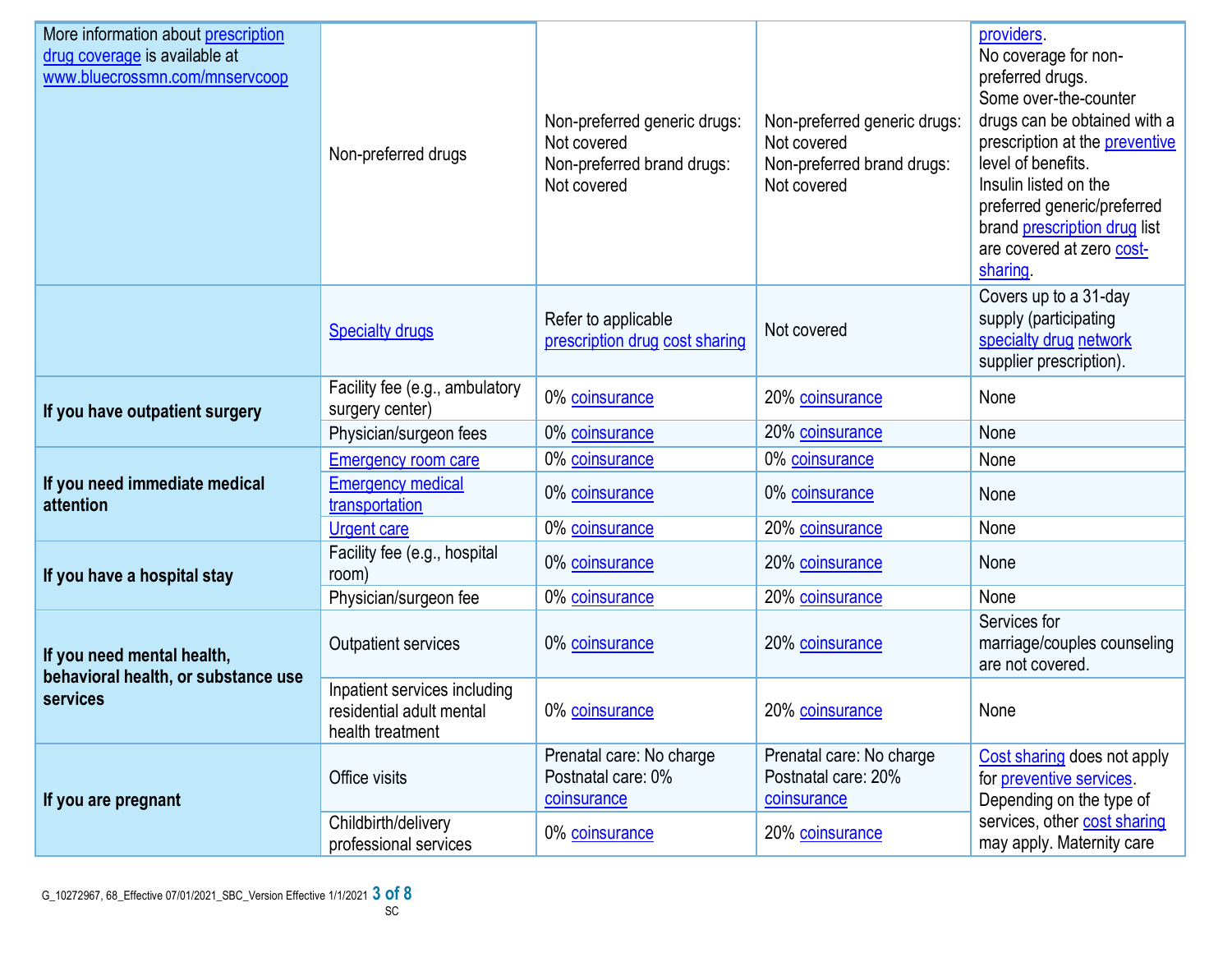| | | | | |
|---|---|---|---|---|
| More information about prescription drug coverage is available at www.bluecrossmn.com/mnservcoop | Non-preferred drugs | Non-preferred generic drugs: Not covered<br>Non-preferred brand drugs: Not covered | Non-preferred generic drugs: Not covered<br>Non-preferred brand drugs: Not covered | providers.<br>No coverage for non-preferred drugs.<br>Some over-the-counter drugs can be obtained with a prescription at the preventive level of benefits.<br>Insulin listed on the preferred generic/preferred brand prescription drug list are covered at zero cost-sharing. |
| | Specialty drugs | Refer to applicable prescription drug cost sharing | Not covered | Covers up to a 31-day supply (participating specialty drug network supplier prescription). |
| **If you have outpatient surgery** | Facility fee (e.g., ambulatory surgery center) | 0% coinsurance | 20% coinsurance | None |
| | Physician/surgeon fees | 0% coinsurance | 20% coinsurance | None |
| **If you need immediate medical attention** | Emergency room care | 0% coinsurance | 0% coinsurance | None |
| | Emergency medical transportation | 0% coinsurance | 0% coinsurance | None |
| | Urgent care | 0% coinsurance | 20% coinsurance | None |
| **If you have a hospital stay** | Facility fee (e.g., hospital room) | 0% coinsurance | 20% coinsurance | None |
| | Physician/surgeon fee | 0% coinsurance | 20% coinsurance | None |
| **If you need mental health, behavioral health, or substance use services** | Outpatient services | 0% coinsurance | 20% coinsurance | Services for marriage/couples counseling are not covered. |
| | Inpatient services including residential adult mental health treatment | 0% coinsurance | 20% coinsurance | None |
| **If you are pregnant** | Office visits | Prenatal care: No charge<br>Postnatal care: 0% coinsurance | Prenatal care: No charge<br>Postnatal care: 20% coinsurance | Cost sharing does not apply for preventive services.<br>Depending on the type of services, other cost sharing may apply. Maternity care |
| | Childbirth/delivery professional services | 0% coinsurance | 20% coinsurance | |

G_10272967, 68_Effective 07/01/2021_SBC_Version Effective 1/1/2021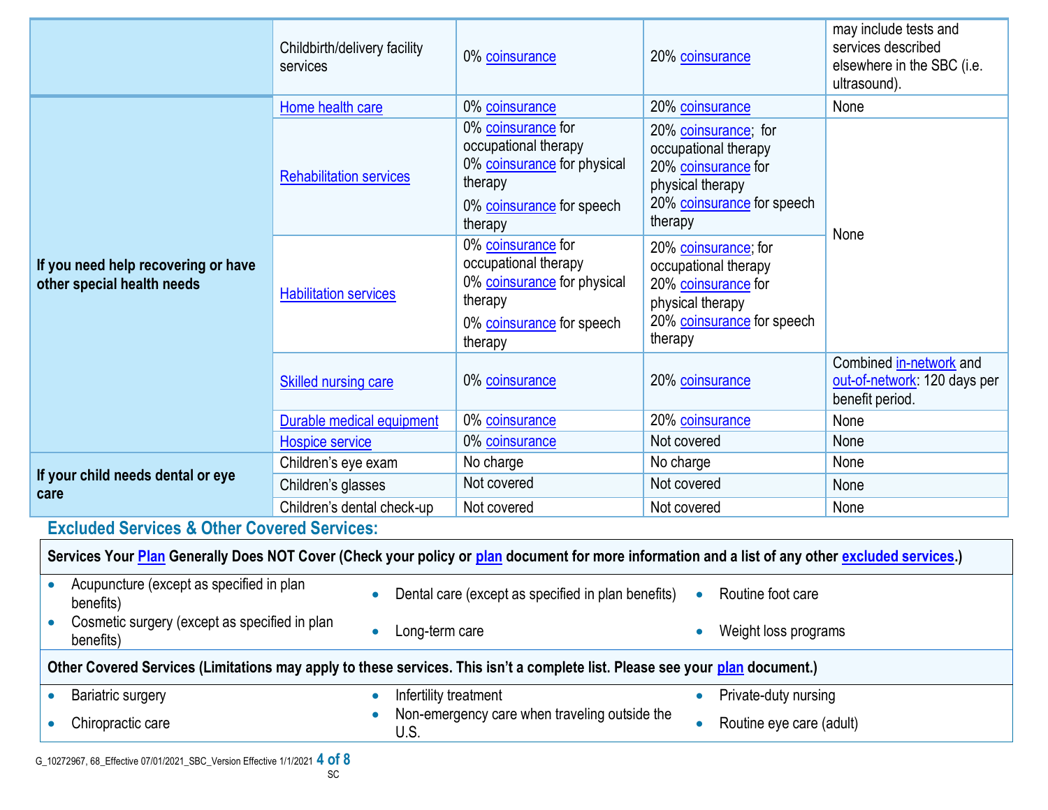| | | | | |
|---|---|---|---|---|
| | Childbirth/delivery facility services | 0% coinsurance | 20% coinsurance | may include tests and services described elsewhere in the SBC (i.e. ultrasound). |
| If you need help recovering or have other special health needs | Home health care | 0% coinsurance | 20% coinsurance | None |
| | Rehabilitation services | 0% coinsurance for occupational therapy<br>0% coinsurance for physical therapy<br>0% coinsurance for speech therapy | 20% coinsurance; for occupational therapy<br>20% coinsurance for physical therapy<br>20% coinsurance for speech therapy | None |
| | Habilitation services | 0% coinsurance for occupational therapy<br>0% coinsurance for physical therapy<br>0% coinsurance for speech therapy | 20% coinsurance; for occupational therapy<br>20% coinsurance for physical therapy<br>20% coinsurance for speech therapy | None |
| | Skilled nursing care | 0% coinsurance | 20% coinsurance | Combined in-network and out-of-network: 120 days per benefit period. |
| | Durable medical equipment | 0% coinsurance | 20% coinsurance | None |
| | Hospice service | 0% coinsurance | Not covered | None |
| If your child needs dental or eye care | Children's eye exam | No charge | No charge | None |
| | Children's glasses | Not covered | Not covered | None |
| | Children's dental check-up | Not covered | Not covered | None |

## Excluded Services & Other Covered Services:

**Services Your Plan Generally Does NOT Cover (Check your policy or plan document for more information and a list of any other excluded services.)**

- Acupuncture (except as specified in plan benefits)
- Cosmetic surgery (except as specified in plan benefits)
- Dental care (except as specified in plan benefits)
- Long-term care
- Routine foot care
- Weight loss programs

**Other Covered Services (Limitations may apply to these services. This isn't a complete list. Please see your plan document.)**

- Bariatric surgery
- Chiropractic care
- Infertility treatment
- Non-emergency care when traveling outside the U.S.
- Private-duty nursing
- Routine eye care (adult)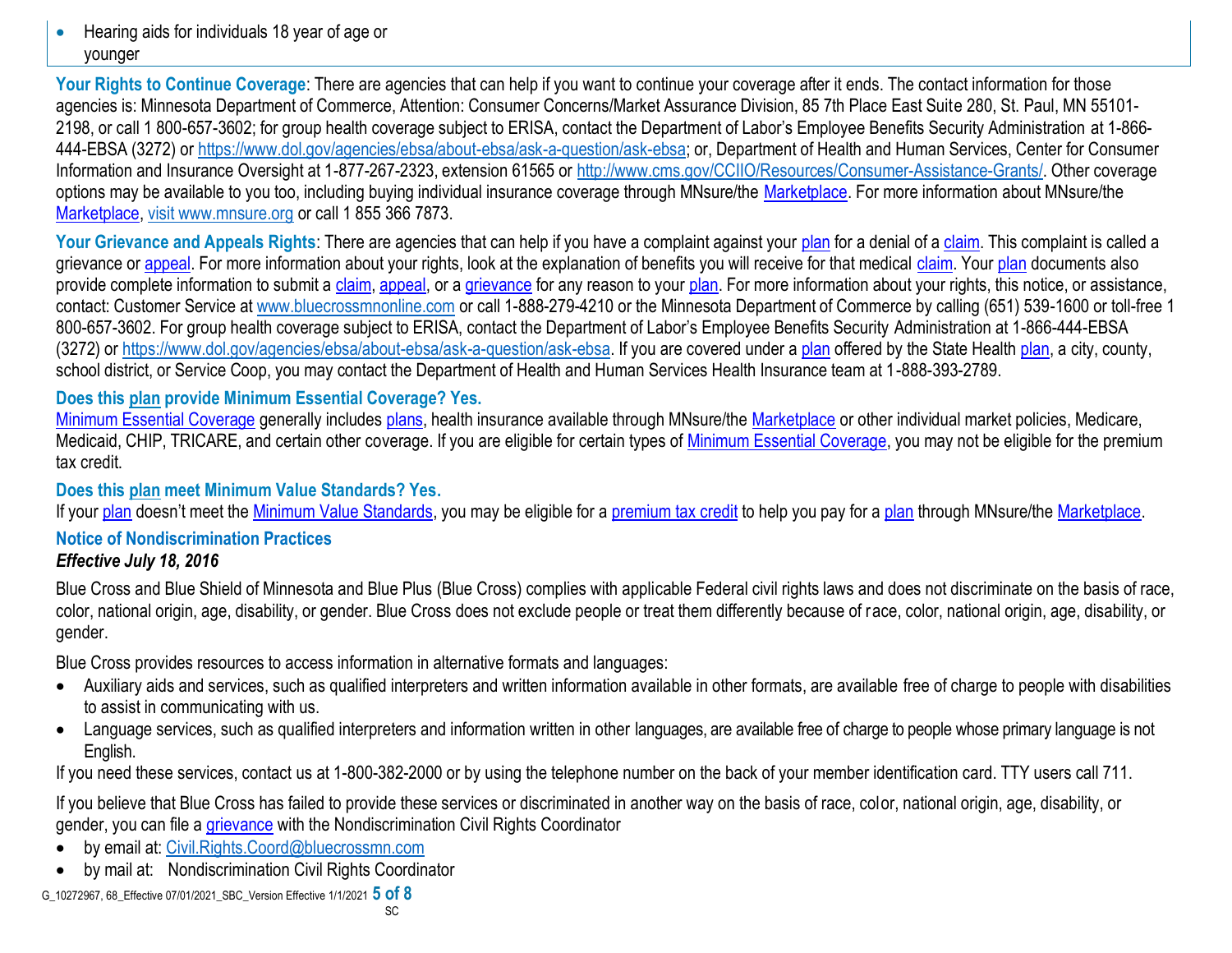- Hearing aids for individuals 18 year of age or younger

**Your Rights to Continue Coverage**: There are agencies that can help if you want to continue your coverage after it ends. The contact information for those agencies is: Minnesota Department of Commerce, Attention: Consumer Concerns/Market Assurance Division, 85 7th Place East Suite 280, St. Paul, MN 55101-2198, or call 1 800-657-3602; for group health coverage subject to ERISA, contact the Department of Labor's Employee Benefits Security Administration at 1-866-444-EBSA (3272) or https://www.dol.gov/agencies/ebsa/about-ebsa/ask-a-question/ask-ebsa; or, Department of Health and Human Services, Center for Consumer Information and Insurance Oversight at 1-877-267-2323, extension 61565 or http://www.cms.gov/CCIIO/Resources/Consumer-Assistance-Grants/. Other coverage options may be available to you too, including buying individual insurance coverage through MNsure/the Marketplace. For more information about MNsure/the Marketplace, visit www.mnsure.org or call 1 855 366 7873.

**Your Grievance and Appeals Rights**: There are agencies that can help if you have a complaint against your plan for a denial of a claim. This complaint is called a grievance or appeal. For more information about your rights, look at the explanation of benefits you will receive for that medical claim. Your plan documents also provide complete information to submit a claim, appeal, or a grievance for any reason to your plan. For more information about your rights, this notice, or assistance, contact: Customer Service at www.bluecrossmnonline.com or call 1-888-279-4210 or the Minnesota Department of Commerce by calling (651) 539-1600 or toll-free 1 800-657-3602. For group health coverage subject to ERISA, contact the Department of Labor's Employee Benefits Security Administration at 1-866-444-EBSA (3272) or https://www.dol.gov/agencies/ebsa/about-ebsa/ask-a-question/ask-ebsa. If you are covered under a plan offered by the State Health plan, a city, county, school district, or Service Coop, you may contact the Department of Health and Human Services Health Insurance team at 1-888-393-2789.

**Does this plan provide Minimum Essential Coverage? Yes.**

Minimum Essential Coverage generally includes plans, health insurance available through MNsure/the Marketplace or other individual market policies, Medicare, Medicaid, CHIP, TRICARE, and certain other coverage. If you are eligible for certain types of Minimum Essential Coverage, you may not be eligible for the premium tax credit.

**Does this plan meet Minimum Value Standards? Yes.**

If your plan doesn't meet the Minimum Value Standards, you may be eligible for a premium tax credit to help you pay for a plan through MNsure/the Marketplace.

## Notice of Nondiscrimination Practices

***Effective July 18, 2016***

Blue Cross and Blue Shield of Minnesota and Blue Plus (Blue Cross) complies with applicable Federal civil rights laws and does not discriminate on the basis of race, color, national origin, age, disability, or gender. Blue Cross does not exclude people or treat them differently because of race, color, national origin, age, disability, or gender.

Blue Cross provides resources to access information in alternative formats and languages:

- Auxiliary aids and services, such as qualified interpreters and written information available in other formats, are available free of charge to people with disabilities to assist in communicating with us.
- Language services, such as qualified interpreters and information written in other languages, are available free of charge to people whose primary language is not English.

If you need these services, contact us at 1-800-382-2000 or by using the telephone number on the back of your member identification card. TTY users call 711.

If you believe that Blue Cross has failed to provide these services or discriminated in another way on the basis of race, color, national origin, age, disability, or gender, you can file a grievance with the Nondiscrimination Civil Rights Coordinator

- by email at: Civil.Rights.Coord@bluecrossmn.com
- by mail at: Nondiscrimination Civil Rights Coordinator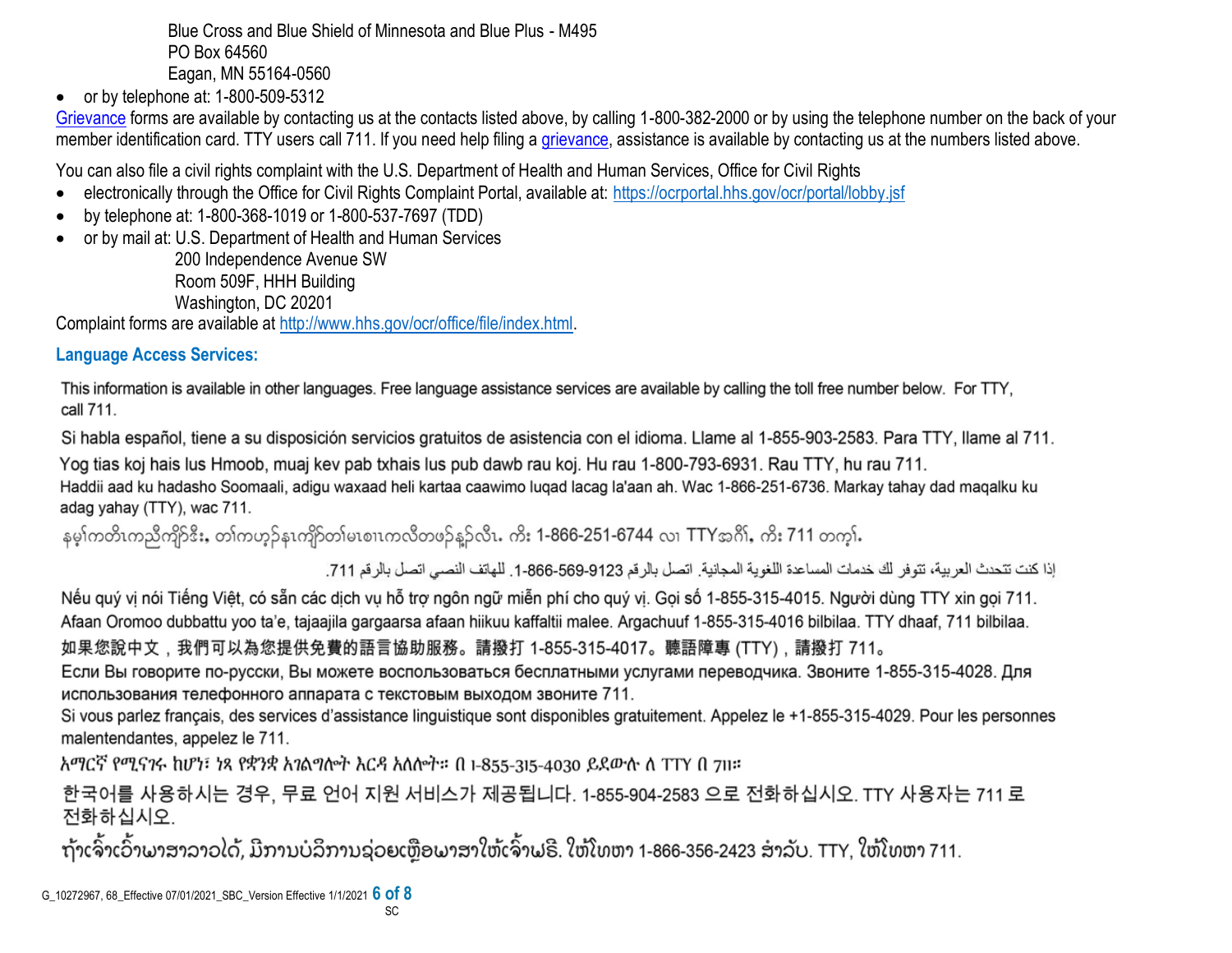Blue Cross and Blue Shield of Minnesota and Blue Plus - M495
PO Box 64560
Eagan, MN 55164-0560

- or by telephone at: 1-800-509-5312

Grievance forms are available by contacting us at the contacts listed above, by calling 1-800-382-2000 or by using the telephone number on the back of your member identification card. TTY users call 711. If you need help filing a grievance, assistance is available by contacting us at the numbers listed above.

You can also file a civil rights complaint with the U.S. Department of Health and Human Services, Office for Civil Rights

- electronically through the Office for Civil Rights Complaint Portal, available at: https://ocrportal.hhs.gov/ocr/portal/lobby.jsf
- by telephone at: 1-800-368-1019 or 1-800-537-7697 (TDD)
- or by mail at: U.S. Department of Health and Human Services
  200 Independence Avenue SW
  Room 509F, HHH Building
  Washington, DC 20201

Complaint forms are available at http://www.hhs.gov/ocr/office/file/index.html.

### Language Access Services:

This information is available in other languages. Free language assistance services are available by calling the toll free number below. For TTY, call 711.

Si habla español, tiene a su disposición servicios gratuitos de asistencia con el idioma. Llame al 1-855-903-2583. Para TTY, llame al 711.

Yog tias koj hais lus Hmoob, muaj kev pab txhais lus pub dawb rau koj. Hu rau 1-800-793-6931. Rau TTY, hu rau 711.

Haddii aad ku hadasho Soomaali, adigu waxaad heli kartaa caawimo luqad lacag la'aan ah. Wac 1-866-251-6736. Markay tahay dad maqalku ku adag yahay (TTY), wac 711.

နမ့်ကတိၤကညီကျိာ်ဒီး, တၢ်ကဟ့ၣ်နၤကျိာ်တၢ်မၤစၢၤကလီတဖၣ်နၣ်လီၤ. ကိး 1-866-251-6744 လၢ TTYအဂီၢ်, ကိး 711 တက့ၢ်.

إذا كنت تتحدث العربية، تتوفر لك خدمات المساعدة اللغوية المجانية. اتصل بالرقم 1-866-569-9123. للهاتف النصي اتصل بالرقم 711.

Nếu quý vị nói Tiếng Việt, có sẵn các dịch vụ hỗ trợ ngôn ngữ miễn phí cho quý vị. Gọi số 1-855-315-4015. Người dùng TTY xin gọi 711.

Afaan Oromoo dubbattu yoo ta'e, tajaajila gargaarsa afaan hiikuu kaffaltii malee. Argachuuf 1-855-315-4016 bilbilaa. TTY dhaaf, 711 bilbilaa.

如果您說中文，我們可以為您提供免費的語言協助服務。請撥打 1-855-315-4017。聽語障專 (TTY)，請撥打 711。

Если Вы говорите по-русски, Вы можете воспользоваться бесплатными услугами переводчика. Звоните 1-855-315-4028. Для использования телефонного аппарата с текстовым выходом звоните 711.

Si vous parlez français, des services d'assistance linguistique sont disponibles gratuitement. Appelez le +1-855-315-4029. Pour les personnes malentendantes, appelez le 711.

አማርኛ የሚናገሩ ከሆነ፣ ነጻ የቋንቋ አገልግሎት እርዳ አለሎት። በ 1-855-315-4030 ይደውሉ ለ TTY በ 711።

한국어를 사용하시는 경우, 무료 언어 지원 서비스가 제공됩니다. 1-855-904-2583 으로 전화하십시오. TTY 사용자는 711 로 전화하십시오.

ຖ້າເຈົ້າເວົ້າພາສາລາວໄດ້, ມີການບໍລິການຊ່ວຍເຫຼືອພາສາໃຫ້ເຈົ້າຟຣີ. ໃຫ້ໂທຫາ 1-866-356-2423 ສໍາລັບ. TTY, ໃຫ້ໂທຫາ 711.

G_10272967, 68_Effective 07/01/2021_SBC_Version Effective 1/1/2021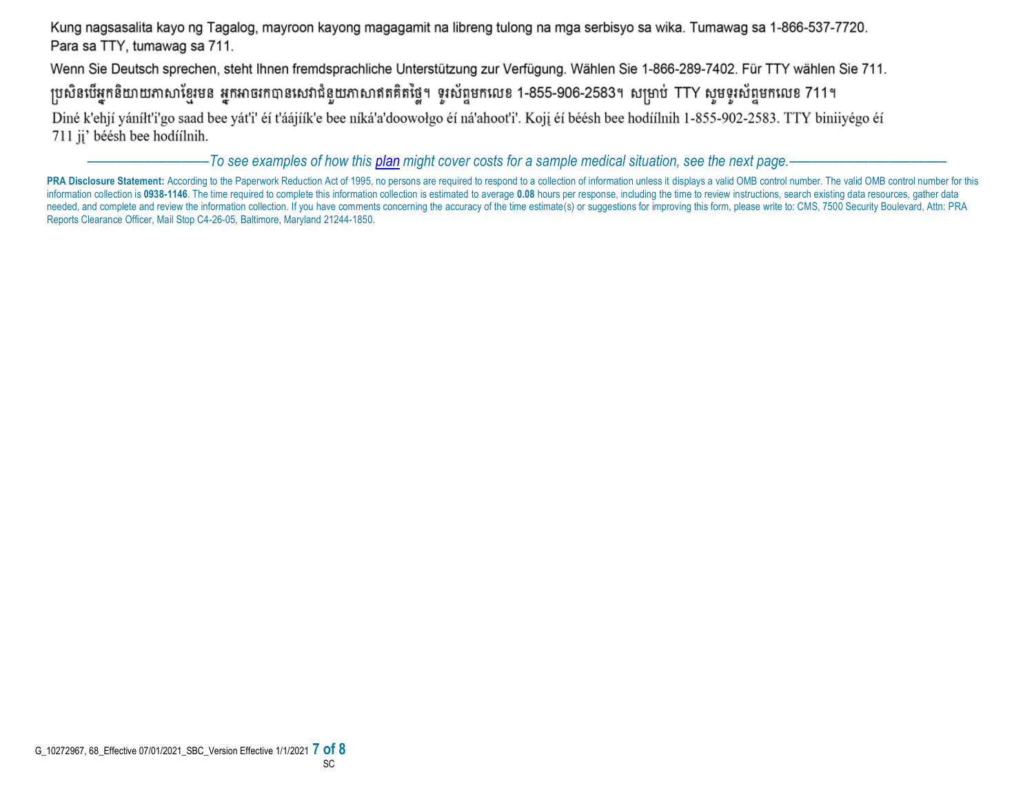Kung nagsasalita kayo ng Tagalog, mayroon kayong magagamit na libreng tulong na mga serbisyo sa wika. Tumawag sa 1-866-537-7720. Para sa TTY, tumawag sa 711.

Wenn Sie Deutsch sprechen, steht Ihnen fremdsprachliche Unterstützung zur Verfügung. Wählen Sie 1-866-289-7402. Für TTY wählen Sie 711.

ប្រសិនបើអ្នកនិយាយភាសាខ្មែរមែន អ្នកអាចរកបានសេវាជំនួយភាសាឥតគិតថ្លៃ។ ទូរស័ព្ទមកលេខ 1-855-906-2583។ សម្រាប់ TTY សូមទូរស័ព្ទមកលេខ 711។

Diné k'ehjí yáníłt'i'go saad bee yát'i' éí t'áájíík'e bee níká'a'doowołgo éí ná'ahoot'i'. Kojį éí béésh bee hodíílnih 1-855-902-2583. TTY biniiyégo éí 711 jį' béésh bee hodíílnih.

*——————To see examples of how this plan might cover costs for a sample medical situation, see the next page.——————*

**PRA Disclosure Statement:** According to the Paperwork Reduction Act of 1995, no persons are required to respond to a collection of information unless it displays a valid OMB control number. The valid OMB control number for this information collection is **0938-1146**. The time required to complete this information collection is estimated to average **0.08** hours per response, including the time to review instructions, search existing data resources, gather data needed, and complete and review the information collection. If you have comments concerning the accuracy of the time estimate(s) or suggestions for improving this form, please write to: CMS, 7500 Security Boulevard, Attn: PRA Reports Clearance Officer, Mail Stop C4-26-05, Baltimore, Maryland 21244-1850.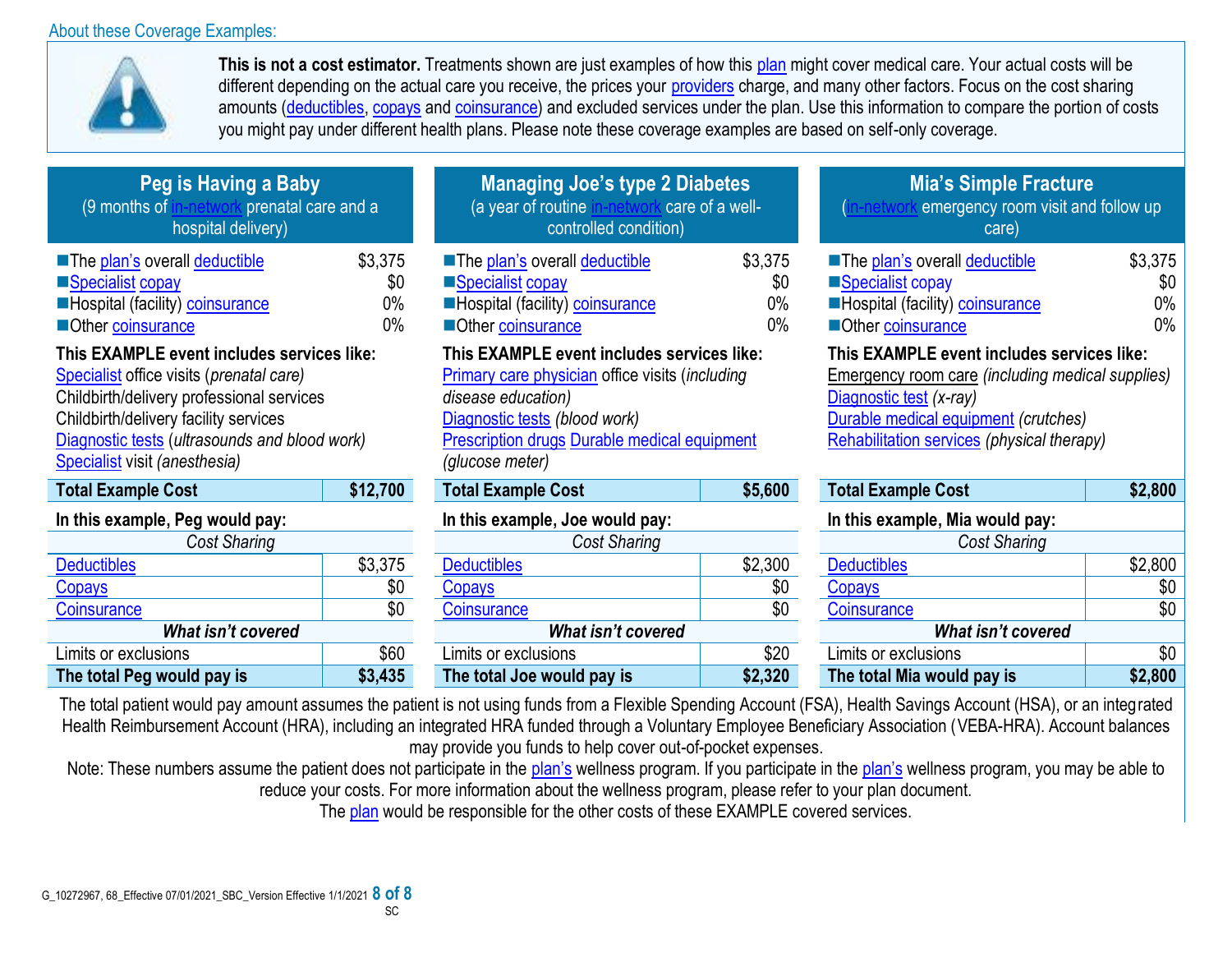About these Coverage Examples:

**This is not a cost estimator.** Treatments shown are just examples of how this plan might cover medical care. Your actual costs will be different depending on the actual care you receive, the prices your providers charge, and many other factors. Focus on the cost sharing amounts (deductibles, copays and coinsurance) and excluded services under the plan. Use this information to compare the portion of costs you might pay under different health plans. Please note these coverage examples are based on self-only coverage.

## Peg is Having a Baby

(9 months of in-network prenatal care and a hospital delivery)

- The plan's overall deductible $3,375
- Specialist copay $0
- Hospital (facility) coinsurance 0%
- Other coinsurance 0%

**This EXAMPLE event includes services like:**
Specialist office visits (*prenatal care)*
Childbirth/delivery professional services
Childbirth/delivery facility services
Diagnostic tests (*ultrasounds and blood work)*
Specialist visit *(anesthesia)*

| **Total Example Cost** | **$12,700** |
|---|---|
| **In this example, Peg would pay:** | |
| *Cost Sharing* | |
| Deductibles | $3,375 |
| Copays | $0 |
| Coinsurance | $0 |
| ***What isn't covered*** | |
| Limits or exclusions | $60 |
| **The total Peg would pay is** | **$3,435** |

## Managing Joe's type 2 Diabetes

(a year of routine in-network care of a well-controlled condition)

- The plan's overall deductible $3,375
- Specialist copay $0
- Hospital (facility) coinsurance 0%
- Other coinsurance 0%

**This EXAMPLE event includes services like:**
Primary care physician office visits (*including disease education)*
Diagnostic tests *(blood work)*
Prescription drugs Durable medical equipment *(glucose meter)*

| **Total Example Cost** | **$5,600** |
|---|---|
| **In this example, Joe would pay:** | |
| *Cost Sharing* | |
| Deductibles | $2,300 |
| Copays | $0 |
| Coinsurance | $0 |
| ***What isn't covered*** | |
| Limits or exclusions | $20 |
| **The total Joe would pay is** | **$2,320** |

## Mia's Simple Fracture

(in-network emergency room visit and follow up care)

- The plan's overall deductible $3,375
- Specialist copay $0
- Hospital (facility) coinsurance 0%
- Other coinsurance 0%

**This EXAMPLE event includes services like:**
Emergency room care *(including medical supplies)*
Diagnostic test *(x-ray)*
Durable medical equipment *(crutches)*
Rehabilitation services *(physical therapy)*

| **Total Example Cost** | **$2,800** |
|---|---|
| **In this example, Mia would pay:** | |
| *Cost Sharing* | |
| Deductibles | $2,800 |
| Copays | $0 |
| Coinsurance | $0 |
| ***What isn't covered*** | |
| Limits or exclusions | $0 |
| **The total Mia would pay is** | **$2,800** |

The total patient would pay amount assumes the patient is not using funds from a Flexible Spending Account (FSA), Health Savings Account (HSA), or an integrated Health Reimbursement Account (HRA), including an integrated HRA funded through a Voluntary Employee Beneficiary Association (VEBA-HRA). Account balances may provide you funds to help cover out-of-pocket expenses.

Note: These numbers assume the patient does not participate in the plan's wellness program. If you participate in the plan's wellness program, you may be able to reduce your costs. For more information about the wellness program, please refer to your plan document.

The plan would be responsible for the other costs of these EXAMPLE covered services.